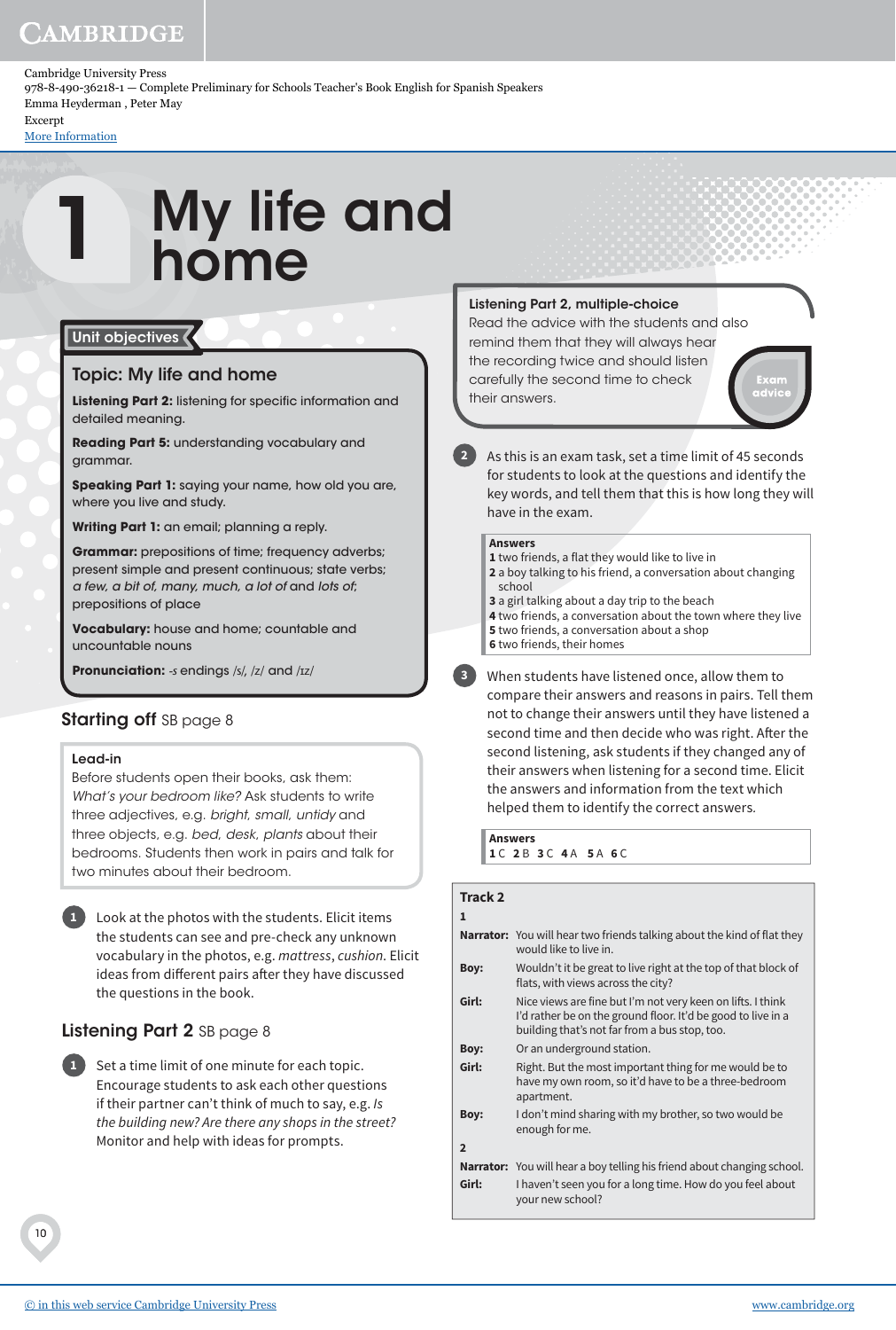Cambridge University Press
978-8-490-36218-1 — Complete Preliminary for Schools Teacher's Book English for Spanish Speakers
Emma Heyderman , Peter May
Excerpt
More Information

# 1 My life and home

## Unit objectives

### Topic: My life and home

**Listening Part 2:** listening for specific information and detailed meaning.

**Reading Part 5:** understanding vocabulary and grammar.

**Speaking Part 1:** saying your name, how old you are, where you live and study.

**Writing Part 1:** an email; planning a reply.

**Grammar:** prepositions of time; frequency adverbs; present simple and present continuous; state verbs; *a few, a bit of, many, much, a lot of* and *lots of*; prepositions of place

**Vocabulary:** house and home; countable and uncountable nouns

**Pronunciation:** -*s* endings /s/, /z/ and /ɪz/

## Starting off SB page 8

**Lead-in**

Before students open their books, ask them: *What's your bedroom like?* Ask students to write three adjectives, e.g. *bright, small, untidy* and three objects, e.g. *bed, desk, plants* about their bedrooms. Students then work in pairs and talk for two minutes about their bedroom.

**1** Look at the photos with the students. Elicit items the students can see and pre-check any unknown vocabulary in the photos, e.g. *mattress*, *cushion*. Elicit ideas from different pairs after they have discussed the questions in the book.

## Listening Part 2 SB page 8

**1** Set a time limit of one minute for each topic. Encourage students to ask each other questions if their partner can't think of much to say, e.g. *Is the building new? Are there any shops in the street?* Monitor and help with ideas for prompts.

**Listening Part 2, multiple-choice**

Read the advice with the students and also remind them that they will always hear the recording twice and should listen carefully the second time to check their answers.

*Exam advice*

**2** As this is an exam task, set a time limit of 45 seconds for students to look at the questions and identify the key words, and tell them that this is how long they will have in the exam.

**Answers**
**1** two friends, a flat they would like to live in
**2** a boy talking to his friend, a conversation about changing school
**3** a girl talking about a day trip to the beach
**4** two friends, a conversation about the town where they live
**5** two friends, a conversation about a shop
**6** two friends, their homes

**3** When students have listened once, allow them to compare their answers and reasons in pairs. Tell them not to change their answers until they have listened a second time and then decide who was right. After the second listening, ask students if they changed any of their answers when listening for a second time. Elicit the answers and information from the text which helped them to identify the correct answers.

**Answers**
**1** C **2** B **3** C **4** A **5** A **6** C

**Track 2**

**1**

**Narrator:** You will hear two friends talking about the kind of flat they would like to live in.

**Boy:** Wouldn't it be great to live right at the top of that block of flats, with views across the city?

**Girl:** Nice views are fine but I'm not very keen on lifts. I think I'd rather be on the ground floor. It'd be good to live in a building that's not far from a bus stop, too.

**Boy:** Or an underground station.

**Girl:** Right. But the most important thing for me would be to have my own room, so it'd have to be a three-bedroom apartment.

**Boy:** I don't mind sharing with my brother, so two would be enough for me.

**2**

**Narrator:** You will hear a boy telling his friend about changing school.

**Girl:** I haven't seen you for a long time. How do you feel about your new school?

© in this web service Cambridge University Press www.cambridge.org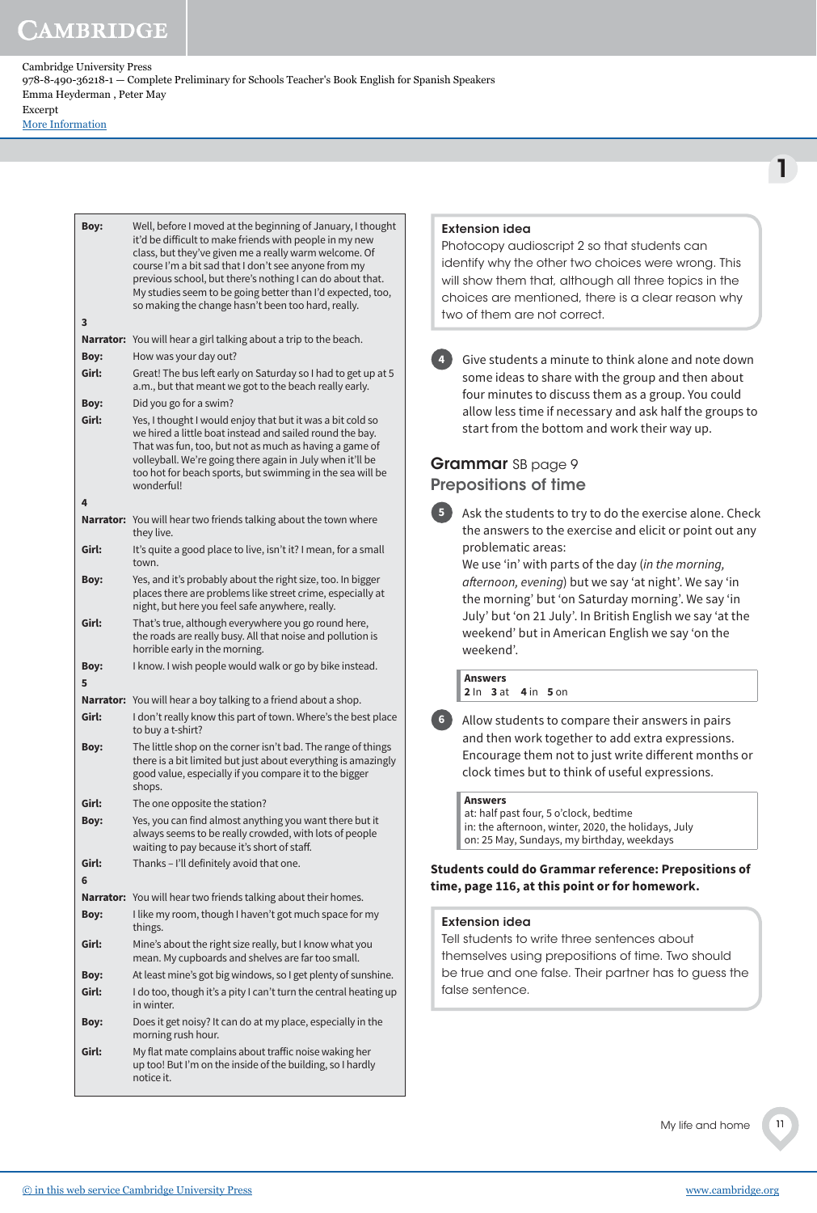**Boy:** Well, before I moved at the beginning of January, I thought it'd be difficult to make friends with people in my new class, but they've given me a really warm welcome. Of course I'm a bit sad that I don't see anyone from my previous school, but there's nothing I can do about that. My studies seem to be going better than I'd expected, too, so making the change hasn't been too hard, really.

**3**

**Narrator:** You will hear a girl talking about a trip to the beach.

**Boy:** How was your day out?

**Girl:** Great! The bus left early on Saturday so I had to get up at 5 a.m., but that meant we got to the beach really early.

**Boy:** Did you go for a swim?

**Girl:** Yes, I thought I would enjoy that but it was a bit cold so we hired a little boat instead and sailed round the bay. That was fun, too, but not as much as having a game of volleyball. We're going there again in July when it'll be too hot for beach sports, but swimming in the sea will be wonderful!

**4**

**Narrator:** You will hear two friends talking about the town where they live.

**Girl:** It's quite a good place to live, isn't it? I mean, for a small town.

**Boy:** Yes, and it's probably about the right size, too. In bigger places there are problems like street crime, especially at night, but here you feel safe anywhere, really.

**Girl:** That's true, although everywhere you go round here, the roads are really busy. All that noise and pollution is horrible early in the morning.

**Boy:** I know. I wish people would walk or go by bike instead.

**5**

**Narrator:** You will hear a boy talking to a friend about a shop.

**Girl:** I don't really know this part of town. Where's the best place to buy a t-shirt?

**Boy:** The little shop on the corner isn't bad. The range of things there is a bit limited but just about everything is amazingly good value, especially if you compare it to the bigger shops.

**Girl:** The one opposite the station?

**Boy:** Yes, you can find almost anything you want there but it always seems to be really crowded, with lots of people waiting to pay because it's short of staff.

**Girl:** Thanks – I'll definitely avoid that one.

**6**

**Narrator:** You will hear two friends talking about their homes.

**Boy:** I like my room, though I haven't got much space for my things.

**Girl:** Mine's about the right size really, but I know what you mean. My cupboards and shelves are far too small.

**Boy:** At least mine's got big windows, so I get plenty of sunshine.

**Girl:** I do too, though it's a pity I can't turn the central heating up in winter.

**Boy:** Does it get noisy? It can do at my place, especially in the morning rush hour.

**Girl:** My flat mate complains about traffic noise waking her up too! But I'm on the inside of the building, so I hardly notice it.

### Extension idea

Photocopy audioscript 2 so that students can identify why the other two choices were wrong. This will show them that, although all three topics in the choices are mentioned, there is a clear reason why two of them are not correct.

**4** Give students a minute to think alone and note down some ideas to share with the group and then about four minutes to discuss them as a group. You could allow less time if necessary and ask half the groups to start from the bottom and work their way up.

## Grammar SB page 9

## Prepositions of time

**5** Ask the students to try to do the exercise alone. Check the answers to the exercise and elicit or point out any problematic areas:
We use 'in' with parts of the day (*in the morning, afternoon, evening*) but we say 'at night'. We say 'in the morning' but 'on Saturday morning'. We say 'in July' but 'on 21 July'. In British English we say 'at the weekend' but in American English we say 'on the weekend'.

**Answers**
**2** In **3** at **4** in **5** on

**6** Allow students to compare their answers in pairs and then work together to add extra expressions. Encourage them not to just write different months or clock times but to think of useful expressions.

**Answers**
at: half past four, 5 o'clock, bedtime
in: the afternoon, winter, 2020, the holidays, July
on: 25 May, Sundays, my birthday, weekdays

**Students could do Grammar reference: Prepositions of time, page 116, at this point or for homework.**

### Extension idea

Tell students to write three sentences about themselves using prepositions of time. Two should be true and one false. Their partner has to guess the false sentence.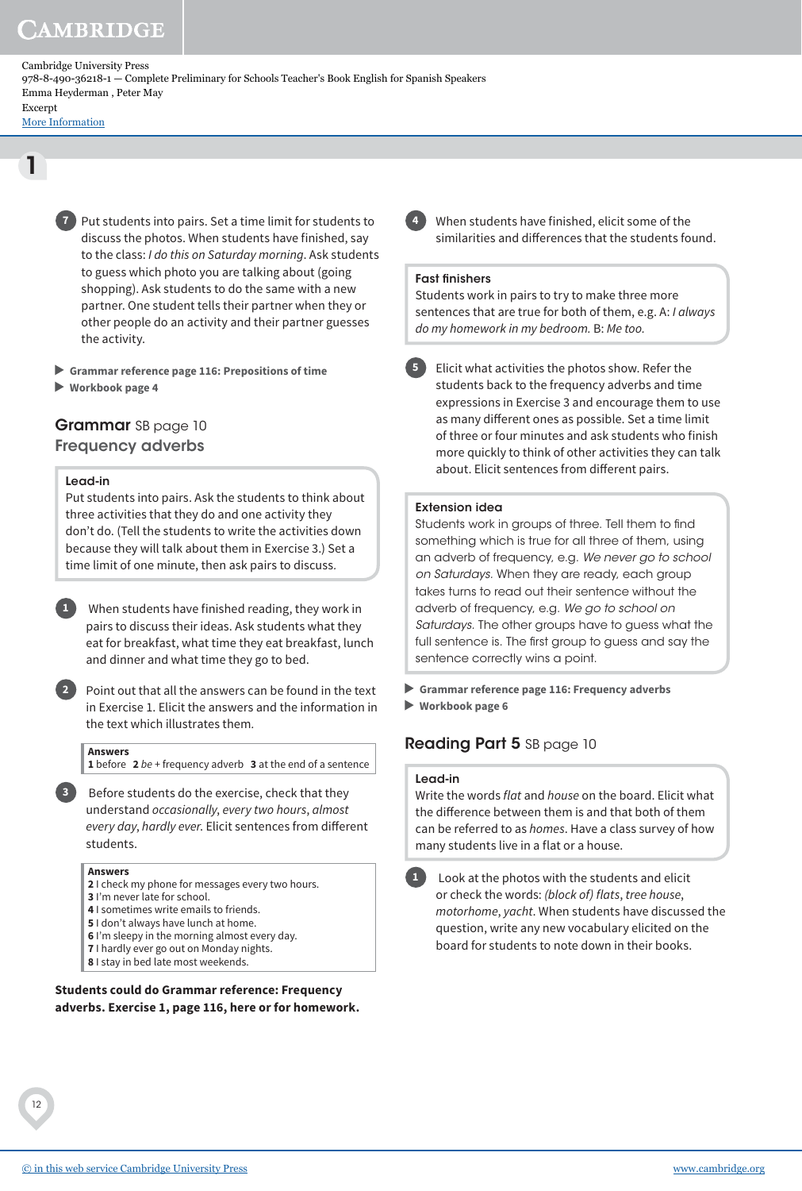**7** Put students into pairs. Set a time limit for students to discuss the photos. When students have finished, say to the class: *I do this on Saturday morning*. Ask students to guess which photo you are talking about (going shopping). Ask students to do the same with a new partner. One student tells their partner when they or other people do an activity and their partner guesses the activity.

▶ **Grammar reference page 116: Prepositions of time**
▶ **Workbook page 4**

## Grammar SB page 10
## Frequency adverbs

**Lead-in**
Put students into pairs. Ask the students to think about three activities that they do and one activity they don't do. (Tell the students to write the activities down because they will talk about them in Exercise 3.) Set a time limit of one minute, then ask pairs to discuss.

**1** When students have finished reading, they work in pairs to discuss their ideas. Ask students what they eat for breakfast, what time they eat breakfast, lunch and dinner and what time they go to bed.

**2** Point out that all the answers can be found in the text in Exercise 1. Elicit the answers and the information in the text which illustrates them.

**Answers**
**1** before **2** *be* + frequency adverb **3** at the end of a sentence

**3** Before students do the exercise, check that they understand *occasionally*, *every two hours*, *almost every day*, *hardly ever*. Elicit sentences from different students.

**Answers**
**2** I check my phone for messages every two hours.
**3** I'm never late for school.
**4** I sometimes write emails to friends.
**5** I don't always have lunch at home.
**6** I'm sleepy in the morning almost every day.
**7** I hardly ever go out on Monday nights.
**8** I stay in bed late most weekends.

**Students could do Grammar reference: Frequency adverbs. Exercise 1, page 116, here or for homework.**

**4** When students have finished, elicit some of the similarities and differences that the students found.

**Fast finishers**
Students work in pairs to try to make three more sentences that are true for both of them, e.g. A: *I always do my homework in my bedroom.* B: *Me too.*

**5** Elicit what activities the photos show. Refer the students back to the frequency adverbs and time expressions in Exercise 3 and encourage them to use as many different ones as possible. Set a time limit of three or four minutes and ask students who finish more quickly to think of other activities they can talk about. Elicit sentences from different pairs.

**Extension idea**
Students work in groups of three. Tell them to find something which is true for all three of them, using an adverb of frequency, e.g. *We never go to school on Saturdays.* When they are ready, each group takes turns to read out their sentence without the adverb of frequency, e.g. *We go to school on Saturdays.* The other groups have to guess what the full sentence is. The first group to guess and say the sentence correctly wins a point.

▶ **Grammar reference page 116: Frequency adverbs**
▶ **Workbook page 6**

## Reading Part 5 SB page 10

**Lead-in**
Write the words *flat* and *house* on the board. Elicit what the difference between them is and that both of them can be referred to as *homes*. Have a class survey of how many students live in a flat or a house.

**1** Look at the photos with the students and elicit or check the words: *(block of) flats*, *tree house*, *motorhome*, *yacht*. When students have discussed the question, write any new vocabulary elicited on the board for students to note down in their books.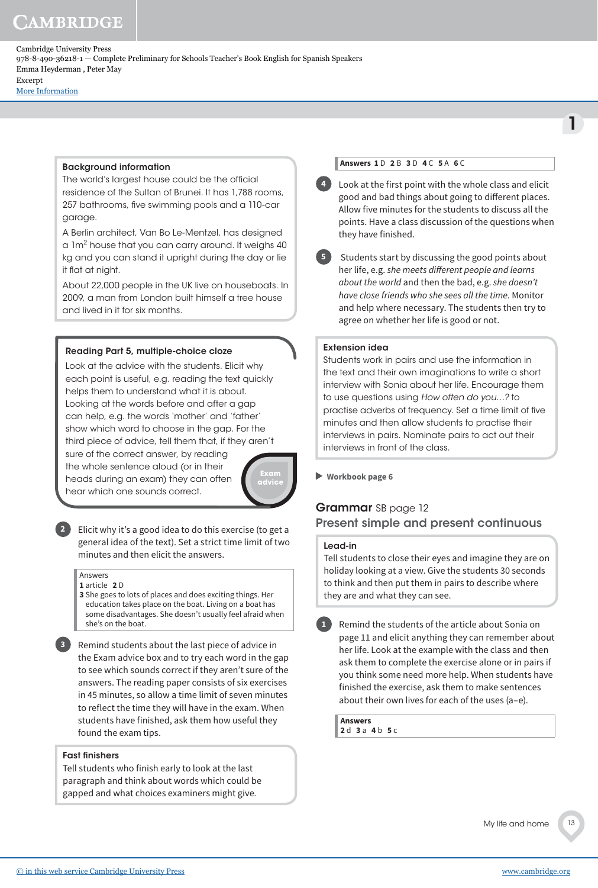### Background information

The world's largest house could be the official residence of the Sultan of Brunei. It has 1,788 rooms, 257 bathrooms, five swimming pools and a 110-car garage.

A Berlin architect, Van Bo Le-Mentzel, has designed a 1m$^2$ house that you can carry around. It weighs 40 kg and you can stand it upright during the day or lie it flat at night.

About 22,000 people in the UK live on houseboats. In 2009, a man from London built himself a tree house and lived in it for six months.

### Reading Part 5, multiple-choice cloze

Look at the advice with the students. Elicit why each point is useful, e.g. reading the text quickly helps them to understand what it is about. Looking at the words before and after a gap can help, e.g. the words 'mother' and 'father' show which word to choose in the gap. For the third piece of advice, tell them that, if they aren't sure of the correct answer, by reading the whole sentence aloud (or in their heads during an exam) they can often hear which one sounds correct.

Exam advice

**2** Elicit why it's a good idea to do this exercise (to get a general idea of the text). Set a strict time limit of two minutes and then elicit the answers.

Answers
**1** article **2** D
**3** She goes to lots of places and does exciting things. Her education takes place on the boat. Living on a boat has some disadvantages. She doesn't usually feel afraid when she's on the boat.

**3** Remind students about the last piece of advice in the Exam advice box and to try each word in the gap to see which sounds correct if they aren't sure of the answers. The reading paper consists of six exercises in 45 minutes, so allow a time limit of seven minutes to reflect the time they will have in the exam. When students have finished, ask them how useful they found the exam tips.

### Fast finishers

Tell students who finish early to look at the last paragraph and think about words which could be gapped and what choices examiners might give.

**Answers** **1** D **2** B **3** D **4** C **5** A **6** C

**4** Look at the first point with the whole class and elicit good and bad things about going to different places. Allow five minutes for the students to discuss all the points. Have a class discussion of the questions when they have finished.

**5** Students start by discussing the good points about her life, e.g. *she meets different people and learns about the world* and then the bad, e.g. *she doesn't have close friends who she sees all the time.* Monitor and help where necessary. The students then try to agree on whether her life is good or not.

### Extension idea

Students work in pairs and use the information in the text and their own imaginations to write a short interview with Sonia about her life. Encourage them to use questions using *How often do you…?* to practise adverbs of frequency. Set a time limit of five minutes and then allow students to practise their interviews in pairs. Nominate pairs to act out their interviews in front of the class.

▶ **Workbook page 6**

## Grammar SB page 12

## Present simple and present continuous

### Lead-in

Tell students to close their eyes and imagine they are on holiday looking at a view. Give the students 30 seconds to think and then put them in pairs to describe where they are and what they can see.

**1** Remind the students of the article about Sonia on page 11 and elicit anything they can remember about her life. Look at the example with the class and then ask them to complete the exercise alone or in pairs if you think some need more help. When students have finished the exercise, ask them to make sentences about their own lives for each of the uses (a–e).

**Answers**
**2** d **3** a **4** b **5** c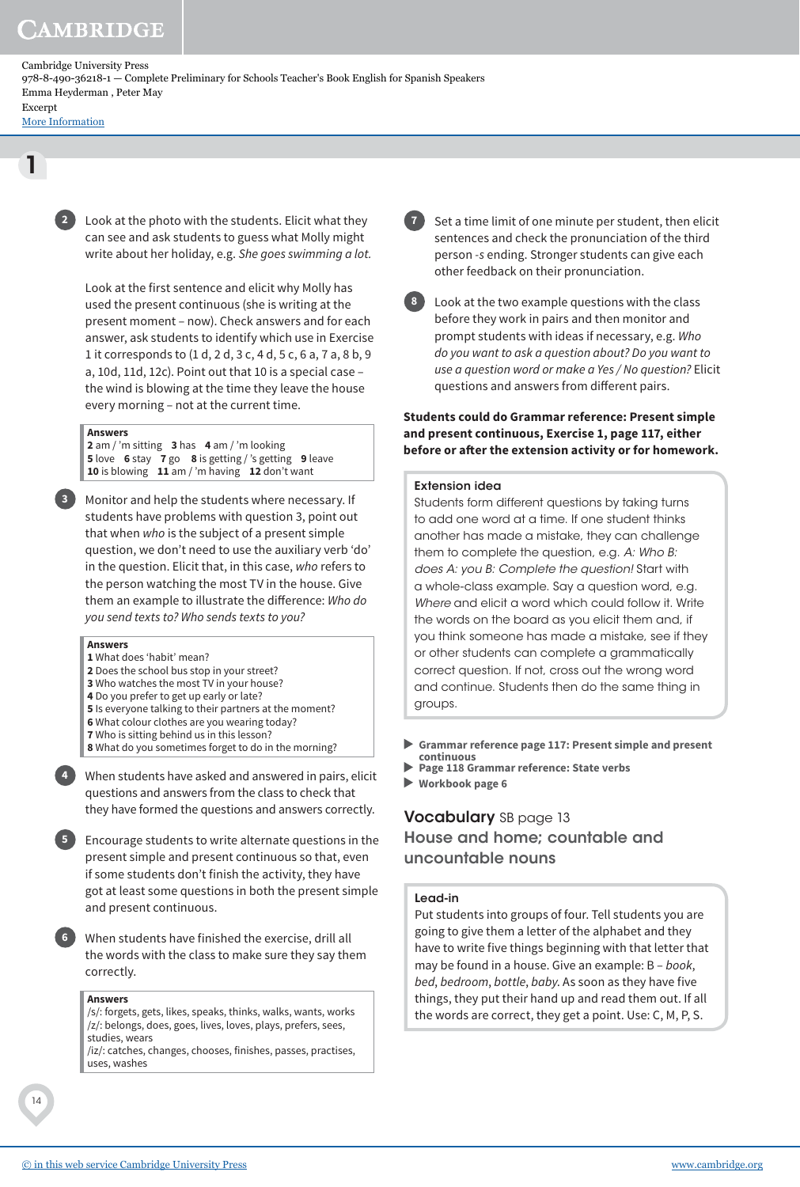**2** Look at the photo with the students. Elicit what they can see and ask students to guess what Molly might write about her holiday, e.g. *She goes swimming a lot.*

Look at the first sentence and elicit why Molly has used the present continuous (she is writing at the present moment – now). Check answers and for each answer, ask students to identify which use in Exercise 1 it corresponds to (1 d, 2 d, 3 c, 4 d, 5 c, 6 a, 7 a, 8 b, 9 a, 10d, 11d, 12c). Point out that 10 is a special case – the wind is blowing at the time they leave the house every morning – not at the current time.

> **Answers**
> **2** am / 'm sitting **3** has **4** am / 'm looking
> **5** love **6** stay **7** go **8** is getting / 's getting **9** leave
> **10** is blowing **11** am / 'm having **12** don't want

**3** Monitor and help the students where necessary. If students have problems with question 3, point out that when *who* is the subject of a present simple question, we don't need to use the auxiliary verb 'do' in the question. Elicit that, in this case, *who* refers to the person watching the most TV in the house. Give them an example to illustrate the difference: *Who do you send texts to? Who sends texts to you?*

> **Answers**
> **1** What does 'habit' mean?
> **2** Does the school bus stop in your street?
> **3** Who watches the most TV in your house?
> **4** Do you prefer to get up early or late?
> **5** Is everyone talking to their partners at the moment?
> **6** What colour clothes are you wearing today?
> **7** Who is sitting behind us in this lesson?
> **8** What do you sometimes forget to do in the morning?

**4** When students have asked and answered in pairs, elicit questions and answers from the class to check that they have formed the questions and answers correctly.

**5** Encourage students to write alternate questions in the present simple and present continuous so that, even if some students don't finish the activity, they have got at least some questions in both the present simple and present continuous.

**6** When students have finished the exercise, drill all the words with the class to make sure they say them correctly.

> **Answers**
> /s/: forgets, gets, likes, speaks, thinks, walks, wants, works
> /z/: belongs, does, goes, lives, loves, plays, prefers, sees, studies, wears
> /iz/: catches, changes, chooses, finishes, passes, practises, uses, washes

**7** Set a time limit of one minute per student, then elicit sentences and check the pronunciation of the third person *-s* ending. Stronger students can give each other feedback on their pronunciation.

**8** Look at the two example questions with the class before they work in pairs and then monitor and prompt students with ideas if necessary, e.g. *Who do you want to ask a question about? Do you want to use a question word or make a Yes / No question?* Elicit questions and answers from different pairs.

**Students could do Grammar reference: Present simple and present continuous, Exercise 1, page 117, either before or after the extension activity or for homework.**

> **Extension idea**
> Students form different questions by taking turns to add one word at a time. If one student thinks another has made a mistake, they can challenge them to complete the question, e.g. *A: Who B: does A: you B: Complete the question!* Start with a whole-class example. Say a question word, e.g. *Where* and elicit a word which could follow it. Write the words on the board as you elicit them and, if you think someone has made a mistake, see if they or other students can complete a grammatically correct question. If not, cross out the wrong word and continue. Students then do the same thing in groups.

- **Grammar reference page 117: Present simple and present continuous**
- **Page 118 Grammar reference: State verbs**
- **Workbook page 6**

## Vocabulary SB page 13

### House and home; countable and uncountable nouns

> **Lead-in**
> Put students into groups of four. Tell students you are going to give them a letter of the alphabet and they have to write five things beginning with that letter that may be found in a house. Give an example: B – *book, bed, bedroom, bottle, baby.* As soon as they have five things, they put their hand up and read them out. If all the words are correct, they get a point. Use: C, M, P, S.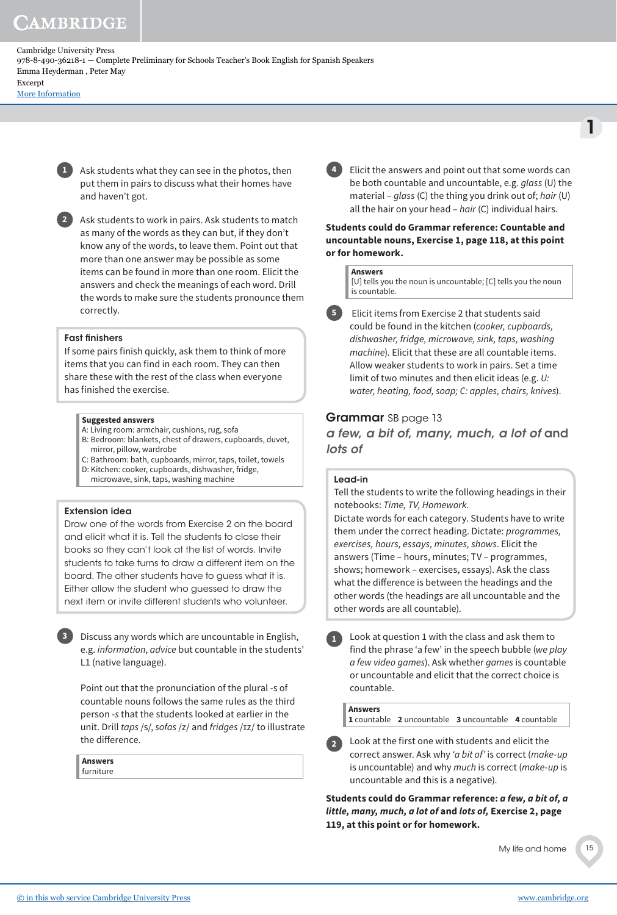Cambridge University Press
978-8-490-36218-1 — Complete Preliminary for Schools Teacher's Book English for Spanish Speakers
Emma Heyderman , Peter May
Excerpt
More Information

**1** Ask students what they can see in the photos, then put them in pairs to discuss what their homes have and haven't got.

**2** Ask students to work in pairs. Ask students to match as many of the words as they can but, if they don't know any of the words, to leave them. Point out that more than one answer may be possible as some items can be found in more than one room. Elicit the answers and check the meanings of each word. Drill the words to make sure the students pronounce them correctly.

### Fast finishers

If some pairs finish quickly, ask them to think of more items that you can find in each room. They can then share these with the rest of the class when everyone has finished the exercise.

**Suggested answers**
A: Living room: armchair, cushions, rug, sofa
B: Bedroom: blankets, chest of drawers, cupboards, duvet, mirror, pillow, wardrobe
C: Bathroom: bath, cupboards, mirror, taps, toilet, towels
D: Kitchen: cooker, cupboards, dishwasher, fridge, microwave, sink, taps, washing machine

### Extension idea

Draw one of the words from Exercise 2 on the board and elicit what it is. Tell the students to close their books so they can't look at the list of words. Invite students to take turns to draw a different item on the board. The other students have to guess what it is. Either allow the student who guessed to draw the next item or invite different students who volunteer.

**3** Discuss any words which are uncountable in English, e.g. *information*, *advice* but countable in the students' L1 (native language).

Point out that the pronunciation of the plural -s of countable nouns follows the same rules as the third person *-s* that the students looked at earlier in the unit. Drill *taps* /s/, *sofas* /z/ and *fridges* /ɪz/ to illustrate the difference.

**Answers**
furniture

**4** Elicit the answers and point out that some words can be both countable and uncountable, e.g. *glass* (U) the material – *glass* (C) the thing you drink out of; *hair* (U) all the hair on your head – *hair* (C) individual hairs.

**Students could do Grammar reference: Countable and uncountable nouns, Exercise 1, page 118, at this point or for homework.**

**Answers**
[U] tells you the noun is uncountable; [C] tells you the noun is countable.

**5** Elicit items from Exercise 2 that students said could be found in the kitchen (*cooker, cupboards, dishwasher, fridge, microwave, sink, taps, washing machine*). Elicit that these are all countable items. Allow weaker students to work in pairs. Set a time limit of two minutes and then elicit ideas (e.g. *U: water, heating, food, soap; C: apples, chairs, knives*).

## Grammar SB page 13

### *a few, a bit of, many, much, a lot of* and *lots of*

### Lead-in

Tell the students to write the following headings in their notebooks: *Time, TV, Homework*.
Dictate words for each category. Students have to write them under the correct heading. Dictate: *programmes, exercises, hours, essays, minutes, shows*. Elicit the answers (Time – hours, minutes; TV – programmes, shows; homework – exercises, essays). Ask the class what the difference is between the headings and the other words (the headings are all uncountable and the other words are all countable).

**1** Look at question 1 with the class and ask them to find the phrase 'a few' in the speech bubble (*we play a few video games*). Ask whether *games* is countable or uncountable and elicit that the correct choice is countable.

**Answers**
**1** countable **2** uncountable **3** uncountable **4** countable

**2** Look at the first one with students and elicit the correct answer. Ask why *'a bit of'* is correct (*make-up* is uncountable) and why *much* is correct (*make-up* is uncountable and this is a negative).

**Students could do Grammar reference: *a few, a bit of, a little, many, much, a lot of* and *lots of,* Exercise 2, page 119, at this point or for homework.**

© in this web service Cambridge University Press www.cambridge.org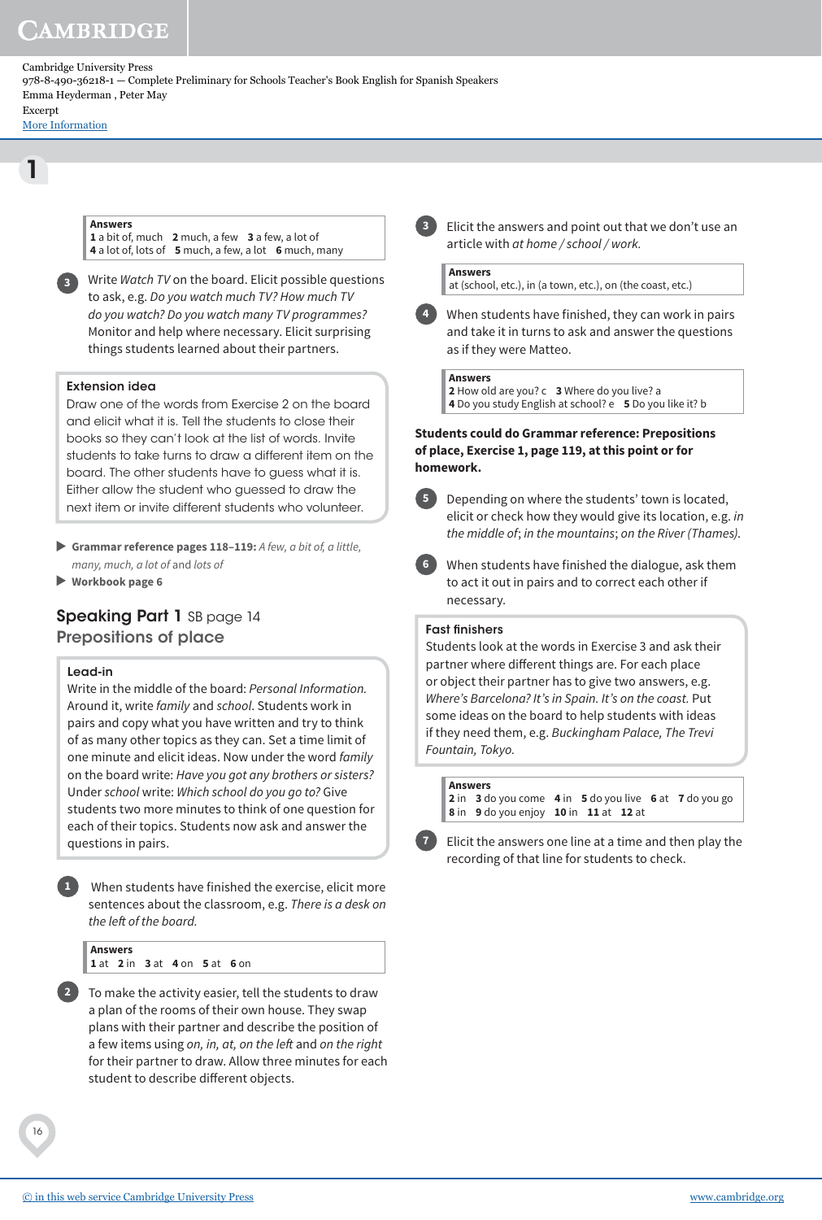Cambridge University Press
978-8-490-36218-1 — Complete Preliminary for Schools Teacher's Book English for Spanish Speakers
Emma Heyderman , Peter May
Excerpt
More Information

**Answers**
**1** a bit of, much **2** much, a few **3** a few, a lot of
**4** a lot of, lots of **5** much, a few, a lot **6** much, many

**3** Write *Watch TV* on the board. Elicit possible questions to ask, e.g. *Do you watch much TV? How much TV do you watch? Do you watch many TV programmes?* Monitor and help where necessary. Elicit surprising things students learned about their partners.

**Extension idea**

Draw one of the words from Exercise 2 on the board and elicit what it is. Tell the students to close their books so they can't look at the list of words. Invite students to take turns to draw a different item on the board. The other students have to guess what it is. Either allow the student who guessed to draw the next item or invite different students who volunteer.

▶ **Grammar reference pages 118–119:** *A few, a bit of, a little, many, much, a lot of* and *lots of*

▶ **Workbook page 6**

## Speaking Part 1 SB page 14
## Prepositions of place

**Lead-in**

Write in the middle of the board: *Personal Information.* Around it, write *family* and *school*. Students work in pairs and copy what you have written and try to think of as many other topics as they can. Set a time limit of one minute and elicit ideas. Now under the word *family* on the board write: *Have you got any brothers or sisters?* Under *school* write: *Which school do you go to?* Give students two more minutes to think of one question for each of their topics. Students now ask and answer the questions in pairs.

**1** When students have finished the exercise, elicit more sentences about the classroom, e.g. *There is a desk on the left of the board.*

**Answers**
**1** at **2** in **3** at **4** on **5** at **6** on

**2** To make the activity easier, tell the students to draw a plan of the rooms of their own house. They swap plans with their partner and describe the position of a few items using *on, in, at, on the left* and *on the right* for their partner to draw. Allow three minutes for each student to describe different objects.

**3** Elicit the answers and point out that we don't use an article with *at home / school / work.*

**Answers**
at (school, etc.), in (a town, etc.), on (the coast, etc.)

**4** When students have finished, they can work in pairs and take it in turns to ask and answer the questions as if they were Matteo.

**Answers**
**2** How old are you? c **3** Where do you live? a
**4** Do you study English at school? e **5** Do you like it? b

**Students could do Grammar reference: Prepositions of place, Exercise 1, page 119, at this point or for homework.**

**5** Depending on where the students' town is located, elicit or check how they would give its location, e.g. *in the middle of*; *in the mountains*; *on the River (Thames).*

**6** When students have finished the dialogue, ask them to act it out in pairs and to correct each other if necessary.

**Fast finishers**

Students look at the words in Exercise 3 and ask their partner where different things are. For each place or object their partner has to give two answers, e.g. *Where's Barcelona? It's in Spain. It's on the coast.* Put some ideas on the board to help students with ideas if they need them, e.g. *Buckingham Palace, The Trevi Fountain, Tokyo.*

**Answers**
**2** in **3** do you come **4** in **5** do you live **6** at **7** do you go
**8** in **9** do you enjoy **10** in **11** at **12** at

**7** Elicit the answers one line at a time and then play the recording of that line for students to check.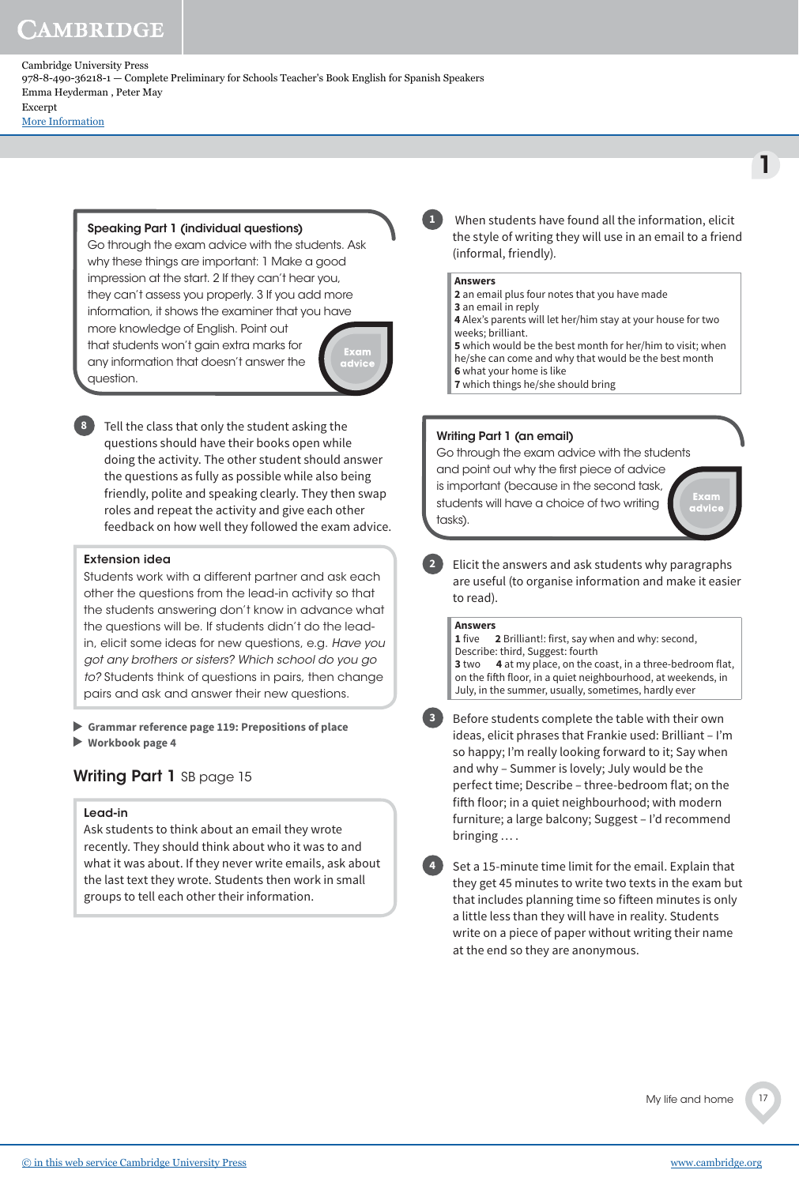### Speaking Part 1 (individual questions)

Go through the exam advice with the students. Ask why these things are important: 1 Make a good impression at the start. 2 If they can't hear you, they can't assess you properly. 3 If you add more information, it shows the examiner that you have more knowledge of English. Point out that students won't gain extra marks for any information that doesn't answer the question.

**Exam advice**

**8** Tell the class that only the student asking the questions should have their books open while doing the activity. The other student should answer the questions as fully as possible while also being friendly, polite and speaking clearly. They then swap roles and repeat the activity and give each other feedback on how well they followed the exam advice.

### Extension idea

Students work with a different partner and ask each other the questions from the lead-in activity so that the students answering don't know in advance what the questions will be. If students didn't do the lead-in, elicit some ideas for new questions, e.g. *Have you got any brothers or sisters? Which school do you go to?* Students think of questions in pairs, then change pairs and ask and answer their new questions.

▶ **Grammar reference page 119: Prepositions of place**
▶ **Workbook page 4**

## Writing Part 1 SB page 15

### Lead-in

Ask students to think about an email they wrote recently. They should think about who it was to and what it was about. If they never write emails, ask about the last text they wrote. Students then work in small groups to tell each other their information.

**1** When students have found all the information, elicit the style of writing they will use in an email to a friend (informal, friendly).

**Answers**
**2** an email plus four notes that you have made
**3** an email in reply
**4** Alex's parents will let her/him stay at your house for two weeks; brilliant.
**5** which would be the best month for her/him to visit; when he/she can come and why that would be the best month
**6** what your home is like
**7** which things he/she should bring

### Writing Part 1 (an email)

Go through the exam advice with the students and point out why the first piece of advice is important (because in the second task, students will have a choice of two writing tasks).

**Exam advice**

**2** Elicit the answers and ask students why paragraphs are useful (to organise information and make it easier to read).

**Answers**
**1** five **2** Brilliant!: first, say when and why: second, Describe: third, Suggest: fourth
**3** two **4** at my place, on the coast, in a three-bedroom flat, on the fifth floor, in a quiet neighbourhood, at weekends, in July, in the summer, usually, sometimes, hardly ever

**3** Before students complete the table with their own ideas, elicit phrases that Frankie used: Brilliant – I'm so happy; I'm really looking forward to it; Say when and why – Summer is lovely; July would be the perfect time; Describe – three-bedroom flat; on the fifth floor; in a quiet neighbourhood; with modern furniture; a large balcony; Suggest – I'd recommend bringing … .

**4** Set a 15-minute time limit for the email. Explain that they get 45 minutes to write two texts in the exam but that includes planning time so fifteen minutes is only a little less than they will have in reality. Students write on a piece of paper without writing their name at the end so they are anonymous.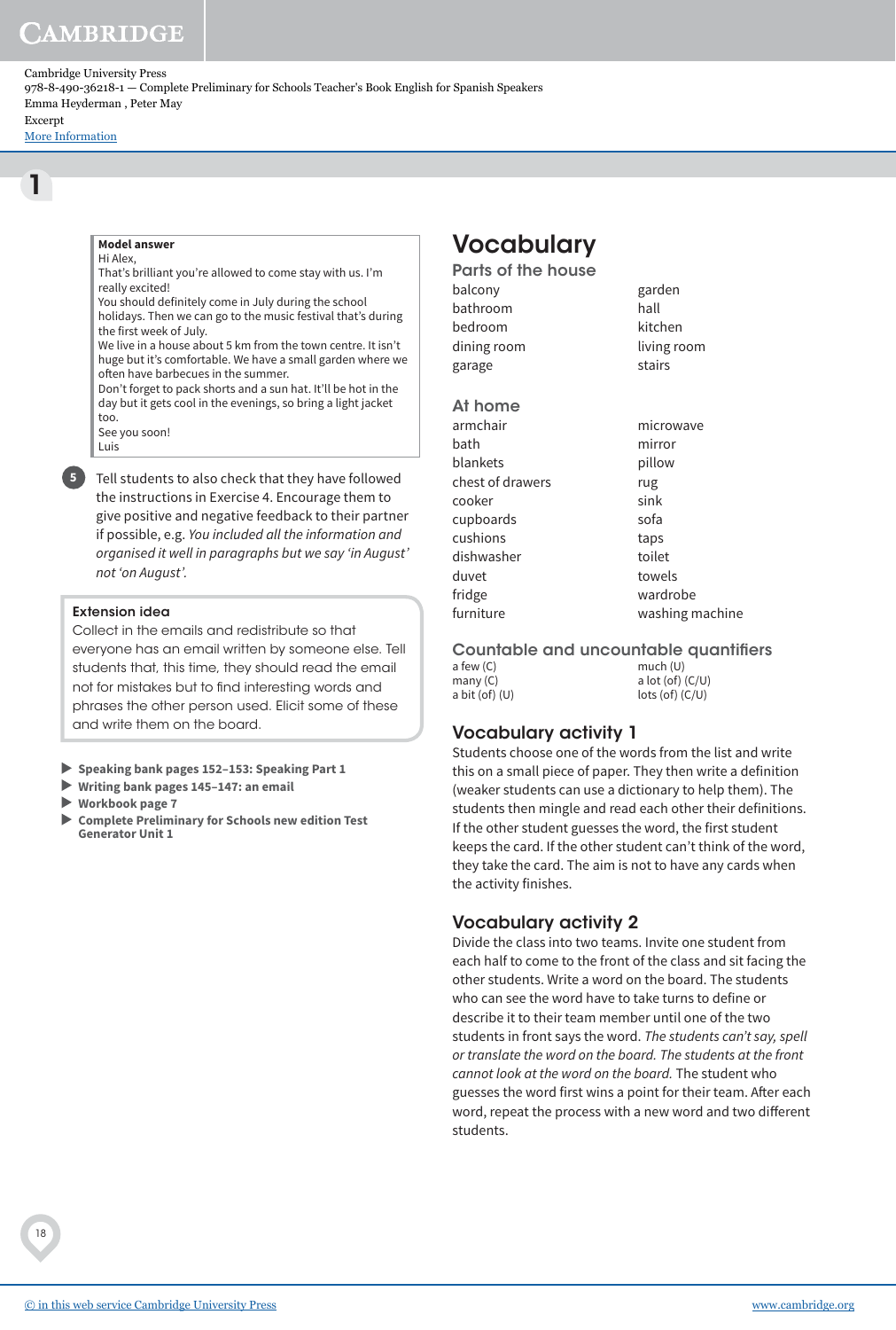**Model answer**

Hi Alex,

That's brilliant you're allowed to come stay with us. I'm really excited!

You should definitely come in July during the school holidays. Then we can go to the music festival that's during the first week of July.

We live in a house about 5 km from the town centre. It isn't huge but it's comfortable. We have a small garden where we often have barbecues in the summer.

Don't forget to pack shorts and a sun hat. It'll be hot in the day but it gets cool in the evenings, so bring a light jacket too.

See you soon!

Luis

**5** Tell students to also check that they have followed the instructions in Exercise 4. Encourage them to give positive and negative feedback to their partner if possible, e.g. *You included all the information and organised it well in paragraphs but we say 'in August' not 'on August'.*

**Extension idea**

Collect in the emails and redistribute so that everyone has an email written by someone else. Tell students that, this time, they should read the email not for mistakes but to find interesting words and phrases the other person used. Elicit some of these and write them on the board.

- **Speaking bank pages 152–153: Speaking Part 1**
- **Writing bank pages 145–147: an email**
- **Workbook page 7**
- **Complete Preliminary for Schools new edition Test Generator Unit 1**

# Vocabulary

## Parts of the house

| | |
|---|---|
| balcony | garden |
| bathroom | hall |
| bedroom | kitchen |
| dining room | living room |
| garage | stairs |

## At home

| | |
|---|---|
| armchair | microwave |
| bath | mirror |
| blankets | pillow |
| chest of drawers | rug |
| cooker | sink |
| cupboards | sofa |
| cushions | taps |
| dishwasher | toilet |
| duvet | towels |
| fridge | wardrobe |
| furniture | washing machine |

## Countable and uncountable quantifiers

| | |
|---|---|
| a few (C) | much (U) |
| many (C) | a lot (of) (C/U) |
| a bit (of) (U) | lots (of) (C/U) |

## Vocabulary activity 1

Students choose one of the words from the list and write this on a small piece of paper. They then write a definition (weaker students can use a dictionary to help them). The students then mingle and read each other their definitions. If the other student guesses the word, the first student keeps the card. If the other student can't think of the word, they take the card. The aim is not to have any cards when the activity finishes.

## Vocabulary activity 2

Divide the class into two teams. Invite one student from each half to come to the front of the class and sit facing the other students. Write a word on the board. The students who can see the word have to take turns to define or describe it to their team member until one of the two students in front says the word. *The students can't say, spell or translate the word on the board. The students at the front cannot look at the word on the board.* The student who guesses the word first wins a point for their team. After each word, repeat the process with a new word and two different students.